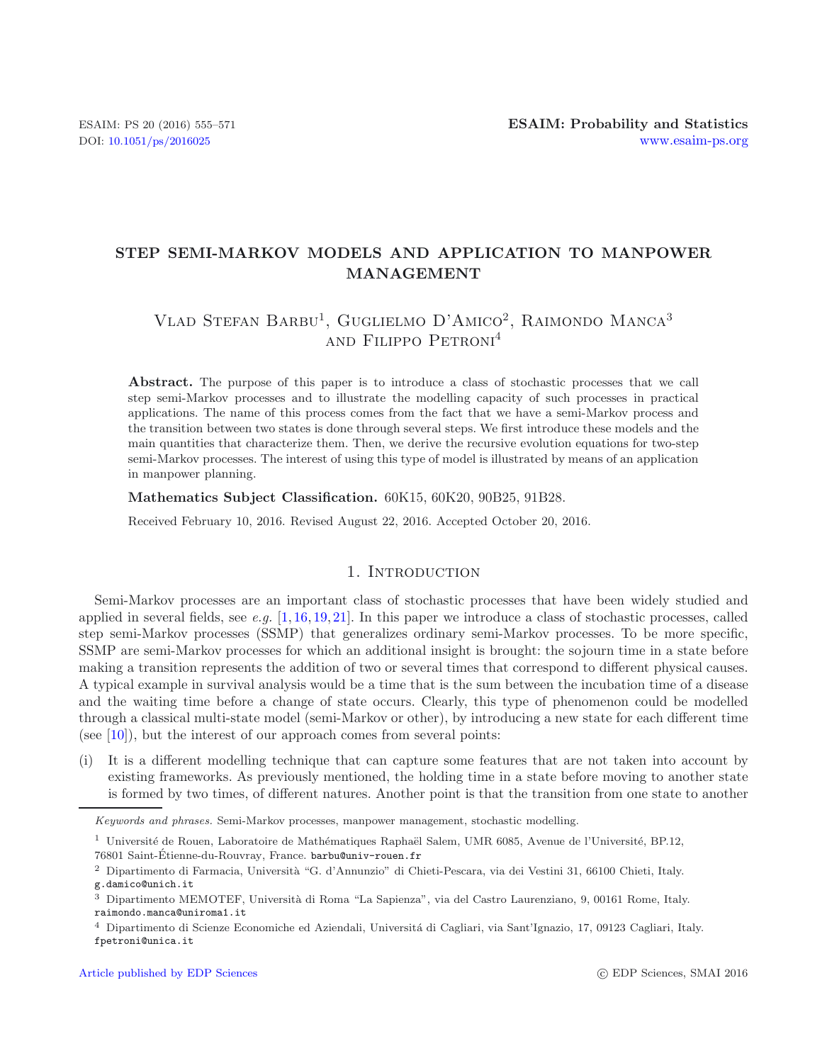# STEP SEMI-MARKOV MODELS AND APPLICATION TO MANPOWER MANAGEMENT

Vlad Stefan Barbu[1], Guglielmo D'Amico[2], Raimondo Manca[3] and Filippo Petroni[4]

**Abstract.** The purpose of this paper is to introduce a class of stochastic processes that we call step semi-Markov processes and to illustrate the modelling capacity of such processes in practical applications. The name of this process comes from the fact that we have a semi-Markov process and the transition between two states is done through several steps. We first introduce these models and the main quantities that characterize them. Then, we derive the recursive evolution equations for two-step semi-Markov processes. The interest of using this type of model is illustrated by means of an application in manpower planning.

**Mathematics Subject Classification.** 60K15, 60K20, 90B25, 91B28.

Received February 10, 2016. Revised August 22, 2016. Accepted October 20, 2016.

## 1. Introduction

Semi-Markov processes are an important class of stochastic processes that have been widely studied and applied in several fields, see *e.g.* [1, 16, 19, 21]. In this paper we introduce a class of stochastic processes, called step semi-Markov processes (SSMP) that generalizes ordinary semi-Markov processes. To be more specific, SSMP are semi-Markov processes for which an additional insight is brought: the sojourn time in a state before making a transition represents the addition of two or several times that correspond to different physical causes. A typical example in survival analysis would be a time that is the sum between the incubation time of a disease and the waiting time before a change of state occurs. Clearly, this type of phenomenon could be modelled through a classical multi-state model (semi-Markov or other), by introducing a new state for each different time (see [10]), but the interest of our approach comes from several points:

(i) It is a different modelling technique that can capture some features that are not taken into account by existing frameworks. As previously mentioned, the holding time in a state before moving to another state is formed by two times, of different natures. Another point is that the transition from one state to another

---

*Keywords and phrases.* Semi-Markov processes, manpower management, stochastic modelling.

[1] Université de Rouen, Laboratoire de Mathématiques Raphaël Salem, UMR 6085, Avenue de l'Université, BP.12, 76801 Saint-Étienne-du-Rouvray, France. barbu@univ-rouen.fr

[2] Dipartimento di Farmacia, Università "G. d'Annunzio" di Chieti-Pescara, via dei Vestini 31, 66100 Chieti, Italy. g.damico@unich.it

[3] Dipartimento MEMOTEF, Università di Roma "La Sapienza", via del Castro Laurenziano, 9, 00161 Rome, Italy. raimondo.manca@uniroma1.it

[4] Dipartimento di Scienze Economiche ed Aziendali, Universitá di Cagliari, via Sant'Ignazio, 17, 09123 Cagliari, Italy. fpetroni@unica.it

Article published by EDP Sciences © EDP Sciences, SMAI 2016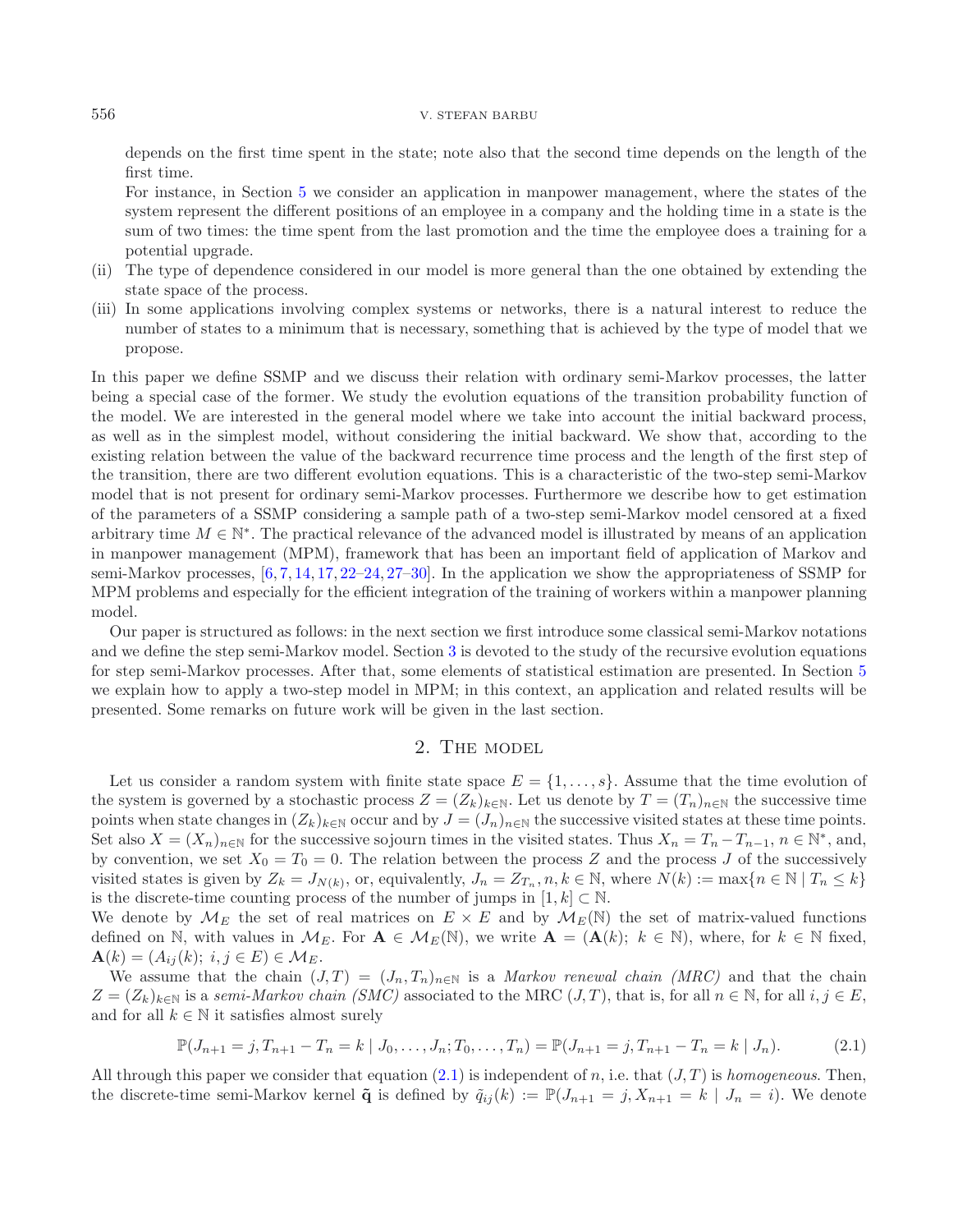depends on the first time spent in the state; note also that the second time depends on the length of the first time.

For instance, in Section 5 we consider an application in manpower management, where the states of the system represent the different positions of an employee in a company and the holding time in a state is the sum of two times: the time spent from the last promotion and the time the employee does a training for a potential upgrade.

(ii) The type of dependence considered in our model is more general than the one obtained by extending the state space of the process.

(iii) In some applications involving complex systems or networks, there is a natural interest to reduce the number of states to a minimum that is necessary, something that is achieved by the type of model that we propose.

In this paper we define SSMP and we discuss their relation with ordinary semi-Markov processes, the latter being a special case of the former. We study the evolution equations of the transition probability function of the model. We are interested in the general model where we take into account the initial backward process, as well as in the simplest model, without considering the initial backward. We show that, according to the existing relation between the value of the backward recurrence time process and the length of the first step of the transition, there are two different evolution equations. This is a characteristic of the two-step semi-Markov model that is not present for ordinary semi-Markov processes. Furthermore we describe how to get estimation of the parameters of a SSMP considering a sample path of a two-step semi-Markov model censored at a fixed arbitrary time $M \in \mathbb{N}^*$. The practical relevance of the advanced model is illustrated by means of an application in manpower management (MPM), framework that has been an important field of application of Markov and semi-Markov processes, [6, 7, 14, 17, 22–24, 27–30]. In the application we show the appropriateness of SSMP for MPM problems and especially for the efficient integration of the training of workers within a manpower planning model.

Our paper is structured as follows: in the next section we first introduce some classical semi-Markov notations and we define the step semi-Markov model. Section 3 is devoted to the study of the recursive evolution equations for step semi-Markov processes. After that, some elements of statistical estimation are presented. In Section 5 we explain how to apply a two-step model in MPM; in this context, an application and related results will be presented. Some remarks on future work will be given in the last section.

## 2. The model

Let us consider a random system with finite state space $E = \{1, \ldots, s\}$. Assume that the time evolution of the system is governed by a stochastic process $Z = (Z_k)_{k \in \mathbb{N}}$. Let us denote by $T = (T_n)_{n \in \mathbb{N}}$ the successive time points when state changes in $(Z_k)_{k \in \mathbb{N}}$ occur and by $J = (J_n)_{n \in \mathbb{N}}$ the successive visited states at these time points. Set also $X = (X_n)_{n \in \mathbb{N}}$ for the successive sojourn times in the visited states. Thus $X_n = T_n - T_{n-1}$, $n \in \mathbb{N}^*$, and, by convention, we set $X_0 = T_0 = 0$. The relation between the process $Z$ and the process $J$ of the successively visited states is given by $Z_k = J_{N(k)}$, or, equivalently, $J_n = Z_{T_n}, n, k \in \mathbb{N}$, where $N(k) := \max\{n \in \mathbb{N} \mid T_n \leq k\}$ is the discrete-time counting process of the number of jumps in $[1, k] \subset \mathbb{N}$.

We denote by $\mathcal{M}_E$ the set of real matrices on $E \times E$ and by $\mathcal{M}_E(\mathbb{N})$ the set of matrix-valued functions defined on $\mathbb{N}$, with values in $\mathcal{M}_E$. For $\mathbf{A} \in \mathcal{M}_E(\mathbb{N})$, we write $\mathbf{A} = (\mathbf{A}(k);\ k \in \mathbb{N})$, where, for $k \in \mathbb{N}$ fixed, $\mathbf{A}(k) = (A_{ij}(k);\ i, j \in E) \in \mathcal{M}_E$.

We assume that the chain $(J, T) = (J_n, T_n)_{n \in \mathbb{N}}$ is a *Markov renewal chain (MRC)* and that the chain $Z = (Z_k)_{k \in \mathbb{N}}$ is a *semi-Markov chain (SMC)* associated to the MRC $(J, T)$, that is, for all $n \in \mathbb{N}$, for all $i, j \in E$, and for all $k \in \mathbb{N}$ it satisfies almost surely

$$\mathbb{P}(J_{n+1} = j, T_{n+1} - T_n = k \mid J_0, \ldots, J_n; T_0, \ldots, T_n) = \mathbb{P}(J_{n+1} = j, T_{n+1} - T_n = k \mid J_n). \tag{2.1}$$

All through this paper we consider that equation (2.1) is independent of $n$, i.e. that $(J, T)$ is *homogeneous*. Then, the discrete-time semi-Markov kernel $\tilde{\mathbf{q}}$ is defined by $\tilde{q}_{ij}(k) := \mathbb{P}(J_{n+1} = j, X_{n+1} = k \mid J_n = i)$. We denote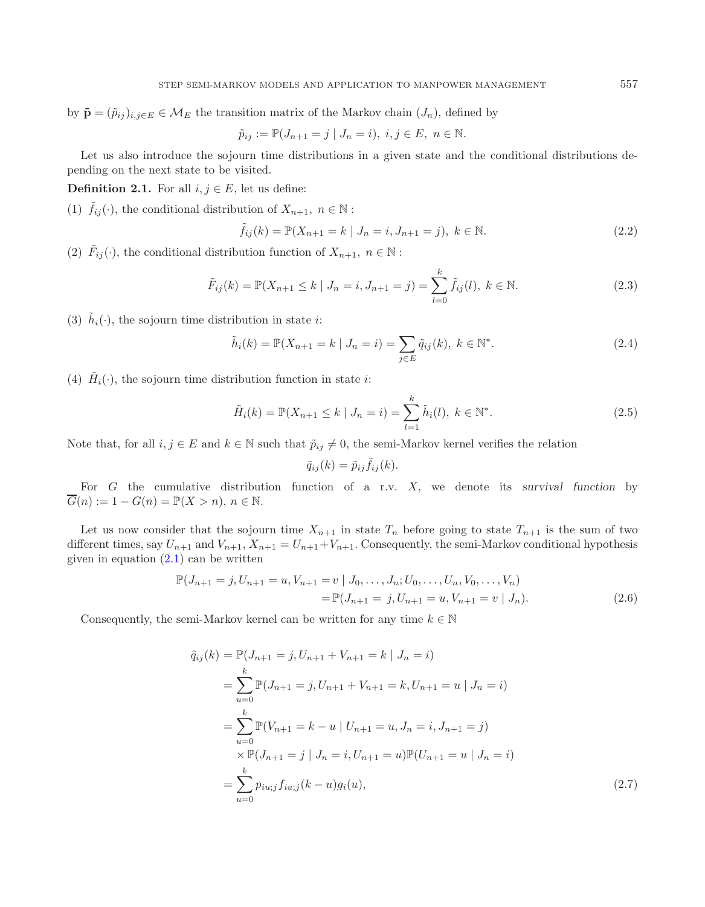by $\tilde{\mathbf{p}} = (\tilde{p}_{ij})_{i,j \in E} \in \mathcal{M}_E$ the transition matrix of the Markov chain $(J_n)$, defined by

$$\tilde{p}_{ij} := \mathbb{P}(J_{n+1} = j \mid J_n = i),\ i, j \in E,\ n \in \mathbb{N}.$$

Let us also introduce the sojourn time distributions in a given state and the conditional distributions depending on the next state to be visited.

**Definition 2.1.** For all $i, j \in E$, let us define:

(1) $\tilde{f}_{ij}(\cdot)$, the conditional distribution of $X_{n+1},\ n \in \mathbb{N}:$

$$\tilde{f}_{ij}(k) = \mathbb{P}(X_{n+1} = k \mid J_n = i, J_{n+1} = j),\ k \in \mathbb{N}. \tag{2.2}$$

(2) $\tilde{F}_{ij}(\cdot)$, the conditional distribution function of $X_{n+1},\ n \in \mathbb{N}:$

$$\tilde{F}_{ij}(k) = \mathbb{P}(X_{n+1} \leq k \mid J_n = i, J_{n+1} = j) = \sum_{l=0}^{k} \tilde{f}_{ij}(l),\ k \in \mathbb{N}. \tag{2.3}$$

(3) $\tilde{h}_i(\cdot)$, the sojourn time distribution in state $i$:

$$\tilde{h}_i(k) = \mathbb{P}(X_{n+1} = k \mid J_n = i) = \sum_{j \in E} \tilde{q}_{ij}(k),\ k \in \mathbb{N}^*. \tag{2.4}$$

(4) $\tilde{H}_i(\cdot)$, the sojourn time distribution function in state $i$:

$$\tilde{H}_i(k) = \mathbb{P}(X_{n+1} \leq k \mid J_n = i) = \sum_{l=1}^{k} \tilde{h}_i(l),\ k \in \mathbb{N}^*. \tag{2.5}$$

Note that, for all $i, j \in E$ and $k \in \mathbb{N}$ such that $\tilde{p}_{ij} \neq 0$, the semi-Markov kernel verifies the relation

$$\tilde{q}_{ij}(k) = \tilde{p}_{ij} \tilde{f}_{ij}(k).$$

For $G$ the cumulative distribution function of a r.v. $X$, we denote its *survival function* by $\overline{G}(n) := 1 - G(n) = \mathbb{P}(X > n),\ n \in \mathbb{N}.$

Let us now consider that the sojourn time $X_{n+1}$ in state $T_n$ before going to state $T_{n+1}$ is the sum of two different times, say $U_{n+1}$ and $V_{n+1}$, $X_{n+1} = U_{n+1} + V_{n+1}$. Consequently, the semi-Markov conditional hypothesis given in equation (2.1) can be written

$$\begin{aligned}
\mathbb{P}(J_{n+1} = j, U_{n+1} = u, V_{n+1} = v \mid J_0, \ldots, J_n; U_0, \ldots, U_n, V_0, \ldots, V_n) \\
= \mathbb{P}(J_{n+1} = j, U_{n+1} = u, V_{n+1} = v \mid J_n).
\end{aligned} \tag{2.6}$$

Consequently, the semi-Markov kernel can be written for any time $k \in \mathbb{N}$

$$\begin{aligned}
\tilde{q}_{ij}(k) &= \mathbb{P}(J_{n+1} = j, U_{n+1} + V_{n+1} = k \mid J_n = i) \\
&= \sum_{u=0}^{k} \mathbb{P}(J_{n+1} = j, U_{n+1} + V_{n+1} = k, U_{n+1} = u \mid J_n = i) \\
&= \sum_{u=0}^{k} \mathbb{P}(V_{n+1} = k - u \mid U_{n+1} = u, J_n = i, J_{n+1} = j) \\
&\quad \times \mathbb{P}(J_{n+1} = j \mid J_n = i, U_{n+1} = u) \mathbb{P}(U_{n+1} = u \mid J_n = i) \\
&= \sum_{u=0}^{k} p_{iu;j} f_{iu;j}(k - u) g_i(u),
\end{aligned} \tag{2.7}$$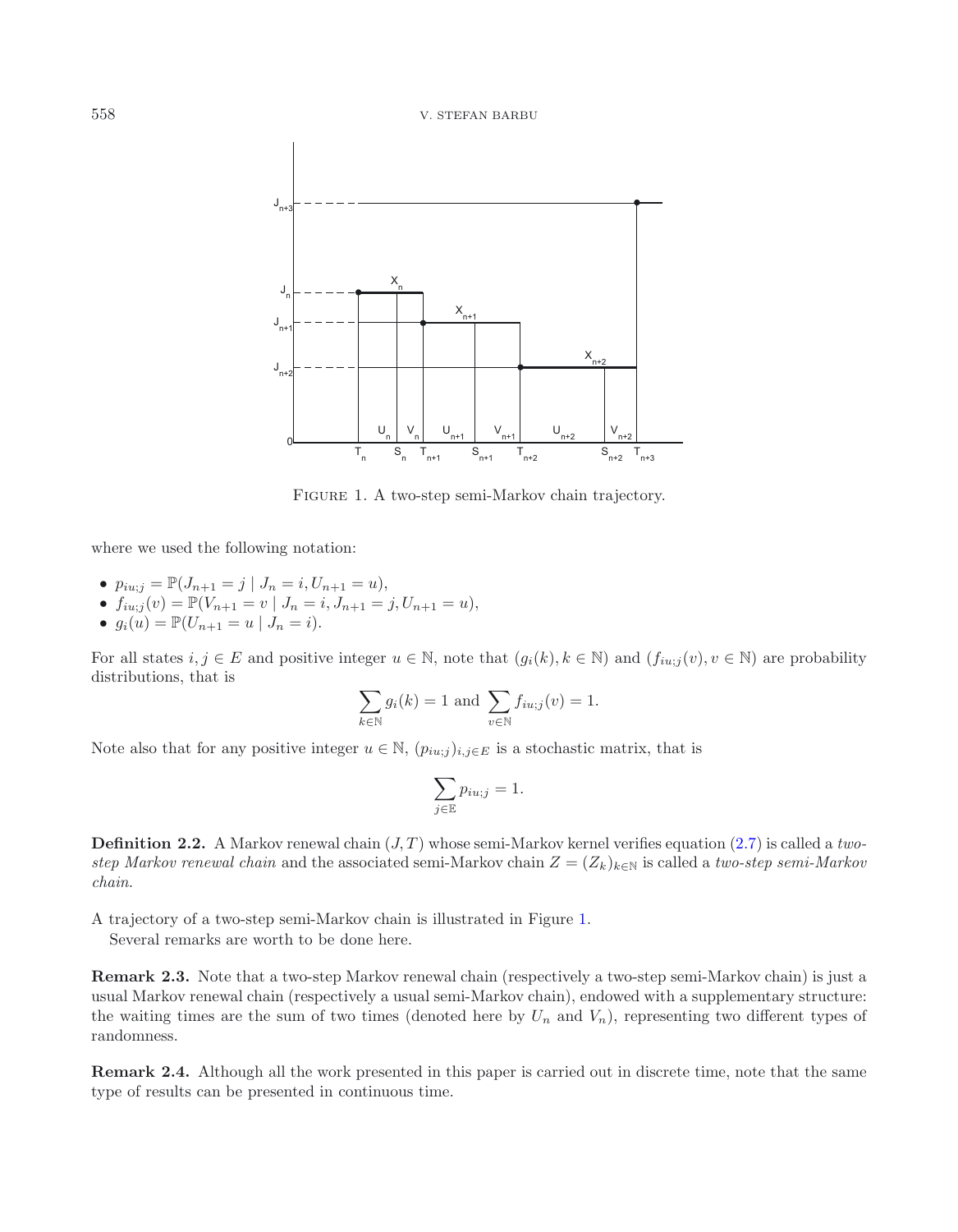FIGURE 1. A two-step semi-Markov chain trajectory.

where we used the following notation:

- $p_{iu;j} = \mathbb{P}(J_{n+1} = j \mid J_n = i, U_{n+1} = u)$,
- $f_{iu;j}(v) = \mathbb{P}(V_{n+1} = v \mid J_n = i, J_{n+1} = j, U_{n+1} = u)$,
- $g_i(u) = \mathbb{P}(U_{n+1} = u \mid J_n = i)$.

For all states $i, j \in E$ and positive integer $u \in \mathbb{N}$, note that $(g_i(k), k \in \mathbb{N})$ and $(f_{iu;j}(v), v \in \mathbb{N})$ are probability distributions, that is

$$\sum_{k \in \mathbb{N}} g_i(k) = 1 \text{ and } \sum_{v \in \mathbb{N}} f_{iu;j}(v) = 1.$$

Note also that for any positive integer $u \in \mathbb{N}$, $(p_{iu;j})_{i,j \in E}$ is a stochastic matrix, that is

$$\sum_{j \in \mathbb{E}} p_{iu;j} = 1.$$

**Definition 2.2.** A Markov renewal chain $(J, T)$ whose semi-Markov kernel verifies equation (2.7) is called a *two-step Markov renewal chain* and the associated semi-Markov chain $Z = (Z_k)_{k \in \mathbb{N}}$ is called a *two-step semi-Markov chain*.

A trajectory of a two-step semi-Markov chain is illustrated in Figure 1.

Several remarks are worth to be done here.

**Remark 2.3.** Note that a two-step Markov renewal chain (respectively a two-step semi-Markov chain) is just a usual Markov renewal chain (respectively a usual semi-Markov chain), endowed with a supplementary structure: the waiting times are the sum of two times (denoted here by $U_n$ and $V_n$), representing two different types of randomness.

**Remark 2.4.** Although all the work presented in this paper is carried out in discrete time, note that the same type of results can be presented in continuous time.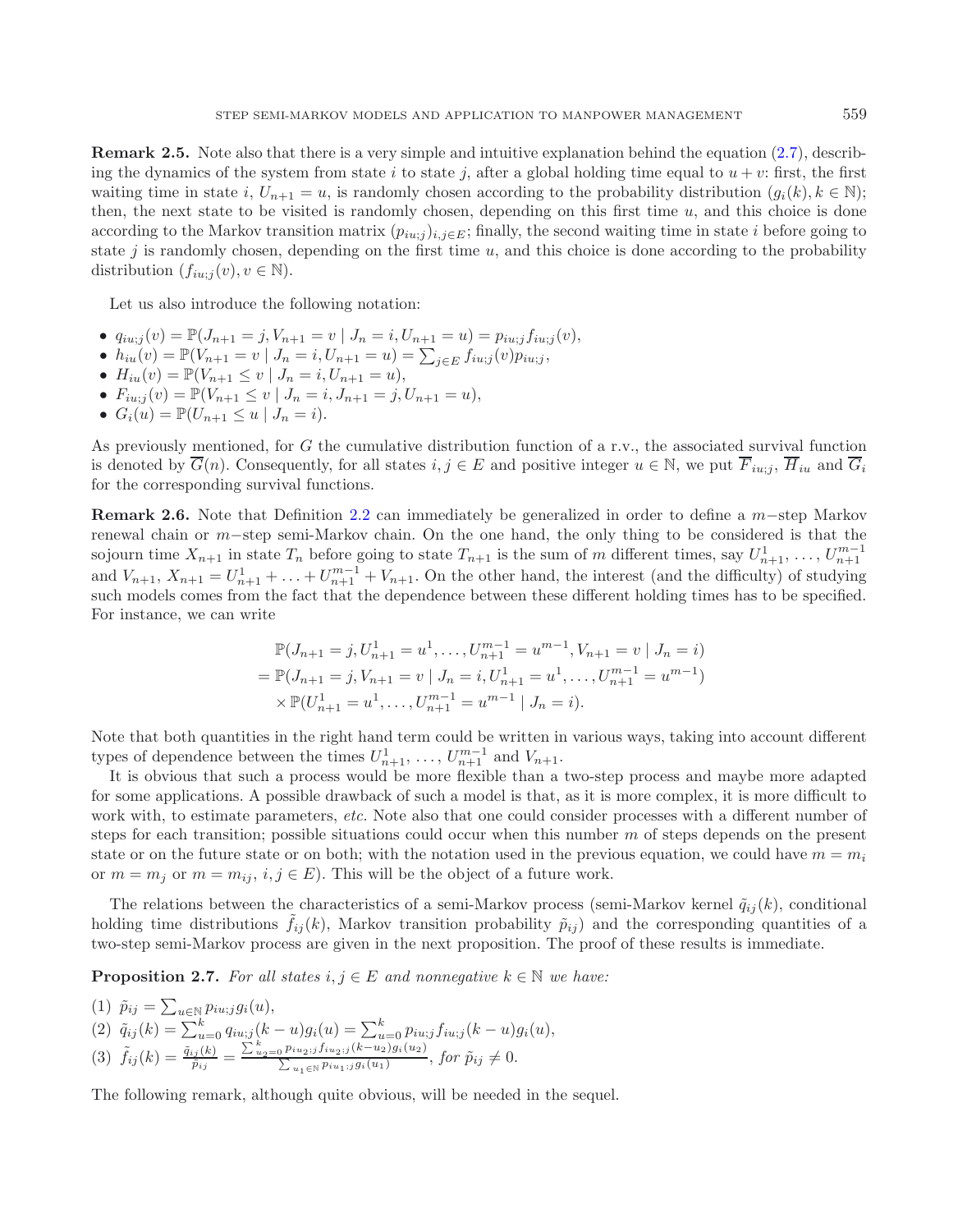**Remark 2.5.** Note also that there is a very simple and intuitive explanation behind the equation (2.7), describing the dynamics of the system from state $i$ to state $j$, after a global holding time equal to $u+v$: first, the first waiting time in state $i$, $U_{n+1} = u$, is randomly chosen according to the probability distribution $(g_i(k), k \in \mathbb{N})$; then, the next state to be visited is randomly chosen, depending on this first time $u$, and this choice is done according to the Markov transition matrix $(p_{iu;j})_{i,j\in E}$; finally, the second waiting time in state $i$ before going to state $j$ is randomly chosen, depending on the first time $u$, and this choice is done according to the probability distribution $(f_{iu;j}(v), v \in \mathbb{N})$.

Let us also introduce the following notation:

- $q_{iu;j}(v) = \mathbb{P}(J_{n+1} = j, V_{n+1} = v \mid J_n = i, U_{n+1} = u) = p_{iu;j} f_{iu;j}(v)$,
- $h_{iu}(v) = \mathbb{P}(V_{n+1} = v \mid J_n = i, U_{n+1} = u) = \sum_{j\in E} f_{iu;j}(v) p_{iu;j}$,
- $H_{iu}(v) = \mathbb{P}(V_{n+1} \leq v \mid J_n = i, U_{n+1} = u)$,
- $F_{iu;j}(v) = \mathbb{P}(V_{n+1} \leq v \mid J_n = i, J_{n+1} = j, U_{n+1} = u)$,
- $G_i(u) = \mathbb{P}(U_{n+1} \leq u \mid J_n = i)$.

As previously mentioned, for $G$ the cumulative distribution function of a r.v., the associated survival function is denoted by $\overline{G}(n)$. Consequently, for all states $i, j \in E$ and positive integer $u \in \mathbb{N}$, we put $\overline{F}_{iu;j}$, $\overline{H}_{iu}$ and $\overline{G}_i$ for the corresponding survival functions.

**Remark 2.6.** Note that Definition 2.2 can immediately be generalized in order to define a $m-$step Markov renewal chain or $m-$step semi-Markov chain. On the one hand, the only thing to be considered is that the sojourn time $X_{n+1}$ in state $T_n$ before going to state $T_{n+1}$ is the sum of $m$ different times, say $U^1_{n+1}, \ldots, U^{m-1}_{n+1}$ and $V_{n+1}$, $X_{n+1} = U^1_{n+1} + \ldots + U^{m-1}_{n+1} + V_{n+1}$. On the other hand, the interest (and the difficulty) of studying such models comes from the fact that the dependence between these different holding times has to be specified. For instance, we can write

$$
\begin{aligned}
&\mathbb{P}(J_{n+1} = j, U^1_{n+1} = u^1, \ldots, U^{m-1}_{n+1} = u^{m-1}, V_{n+1} = v \mid J_n = i) \\
&= \mathbb{P}(J_{n+1} = j, V_{n+1} = v \mid J_n = i, U^1_{n+1} = u^1, \ldots, U^{m-1}_{n+1} = u^{m-1}) \\
&\quad \times \mathbb{P}(U^1_{n+1} = u^1, \ldots, U^{m-1}_{n+1} = u^{m-1} \mid J_n = i).
\end{aligned}
$$

Note that both quantities in the right hand term could be written in various ways, taking into account different types of dependence between the times $U^1_{n+1}, \ldots, U^{m-1}_{n+1}$ and $V_{n+1}$.

It is obvious that such a process would be more flexible than a two-step process and maybe more adapted for some applications. A possible drawback of such a model is that, as it is more complex, it is more difficult to work with, to estimate parameters, *etc.* Note also that one could consider processes with a different number of steps for each transition; possible situations could occur when this number $m$ of steps depends on the present state or on the future state or on both; with the notation used in the previous equation, we could have $m = m_i$ or $m = m_j$ or $m = m_{ij}$, $i, j \in E$). This will be the object of a future work.

The relations between the characteristics of a semi-Markov process (semi-Markov kernel $\tilde{q}_{ij}(k)$, conditional holding time distributions $\tilde{f}_{ij}(k)$, Markov transition probability $\tilde{p}_{ij}$) and the corresponding quantities of a two-step semi-Markov process are given in the next proposition. The proof of these results is immediate.

**Proposition 2.7.** *For all states $i, j \in E$ and nonnegative $k \in \mathbb{N}$ we have:*

(1) $\tilde{p}_{ij} = \sum_{u\in\mathbb{N}} p_{iu;j} g_i(u)$,

(2) $\tilde{q}_{ij}(k) = \sum_{u=0}^{k} q_{iu;j}(k-u) g_i(u) = \sum_{u=0}^{k} p_{iu;j} f_{iu;j}(k-u) g_i(u)$,

(3) $\tilde{f}_{ij}(k) = \frac{\tilde{q}_{ij}(k)}{\tilde{p}_{ij}} = \frac{\sum_{u_2=0}^{k} p_{iu_2;j} f_{iu_2;j}(k-u_2) g_i(u_2)}{\sum_{u_1\in\mathbb{N}} p_{iu_1;j} g_i(u_1)}$, *for* $\tilde{p}_{ij} \neq 0$.

The following remark, although quite obvious, will be needed in the sequel.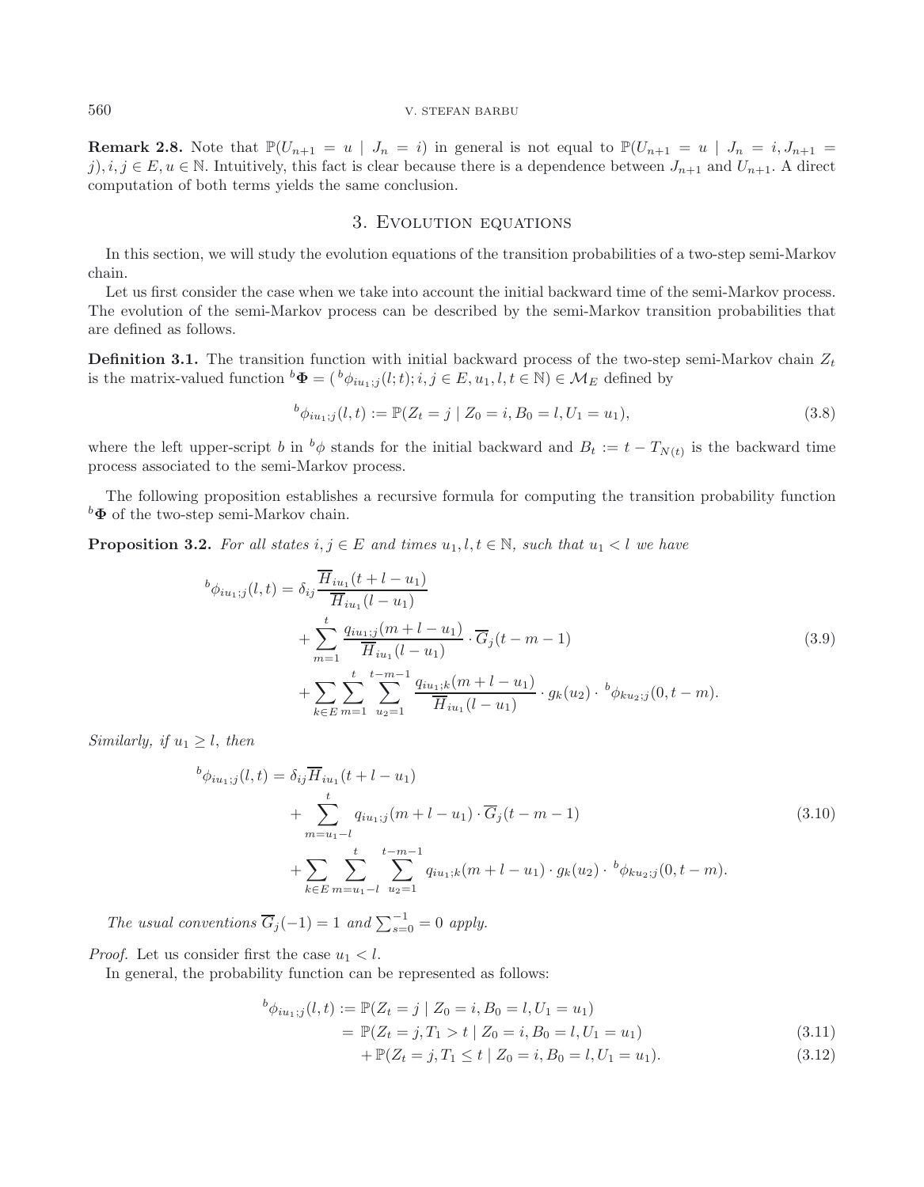**Remark 2.8.** Note that $\mathbb{P}(U_{n+1} = u \mid J_n = i)$ in general is not equal to $\mathbb{P}(U_{n+1} = u \mid J_n = i, J_{n+1} = j), i, j \in E, u \in \mathbb{N}$. Intuitively, this fact is clear because there is a dependence between $J_{n+1}$ and $U_{n+1}$. A direct computation of both terms yields the same conclusion.

## 3. Evolution equations

In this section, we will study the evolution equations of the transition probabilities of a two-step semi-Markov chain.

Let us first consider the case when we take into account the initial backward time of the semi-Markov process. The evolution of the semi-Markov process can be described by the semi-Markov transition probabilities that are defined as follows.

**Definition 3.1.** The transition function with initial backward process of the two-step semi-Markov chain $Z_t$ is the matrix-valued function ${}^b\mathbf{\Phi} = ({}^b\phi_{iu_1;j}(l;t); i, j \in E, u_1, l, t \in \mathbb{N}) \in \mathcal{M}_E$ defined by

$$
{}^b\phi_{iu_1;j}(l,t) := \mathbb{P}(Z_t = j \mid Z_0 = i, B_0 = l, U_1 = u_1), \tag{3.8}
$$

where the left upper-script $b$ in ${}^b\phi$ stands for the initial backward and $B_t := t - T_{N(t)}$ is the backward time process associated to the semi-Markov process.

The following proposition establishes a recursive formula for computing the transition probability function ${}^b\mathbf{\Phi}$ of the two-step semi-Markov chain.

**Proposition 3.2.** *For all states $i, j \in E$ and times $u_1, l, t \in \mathbb{N}$, such that $u_1 < l$ we have*

$$
\begin{aligned}
{}^b\phi_{iu_1;j}(l,t) = \delta_{ij} \frac{\overline{H}_{iu_1}(t + l - u_1)}{\overline{H}_{iu_1}(l - u_1)}
&+ \sum_{m=1}^{t} \frac{q_{iu_1;j}(m + l - u_1)}{\overline{H}_{iu_1}(l - u_1)} \cdot \overline{G}_j(t - m - 1) \\
&+ \sum_{k \in E} \sum_{m=1}^{t} \sum_{u_2=1}^{t-m-1} \frac{q_{iu_1;k}(m + l - u_1)}{\overline{H}_{iu_1}(l - u_1)} \cdot g_k(u_2) \cdot {}^b\phi_{ku_2;j}(0, t - m).
\end{aligned} \tag{3.9}
$$

*Similarly, if $u_1 \geq l$, then*

$$
\begin{aligned}
{}^b\phi_{iu_1;j}(l,t) = \delta_{ij} \overline{H}_{iu_1}(t + l - u_1)
&+ \sum_{m=u_1-l}^{t} q_{iu_1;j}(m + l - u_1) \cdot \overline{G}_j(t - m - 1) \\
&+ \sum_{k \in E} \sum_{m=u_1-l}^{t} \sum_{u_2=1}^{t-m-1} q_{iu_1;k}(m + l - u_1) \cdot g_k(u_2) \cdot {}^b\phi_{ku_2;j}(0, t - m).
\end{aligned} \tag{3.10}
$$

*The usual conventions $\overline{G}_j(-1) = 1$ and $\sum_{s=0}^{-1} = 0$ apply.*

*Proof.* Let us consider first the case $u_1 < l$.

In general, the probability function can be represented as follows:

$$
\begin{aligned}
{}^b\phi_{iu_1;j}(l,t) &:= \mathbb{P}(Z_t = j \mid Z_0 = i, B_0 = l, U_1 = u_1) \\
&= \mathbb{P}(Z_t = j, T_1 > t \mid Z_0 = i, B_0 = l, U_1 = u_1) && (3.11) \\
&\quad + \mathbb{P}(Z_t = j, T_1 \leq t \mid Z_0 = i, B_0 = l, U_1 = u_1). && (3.12)
\end{aligned}
$$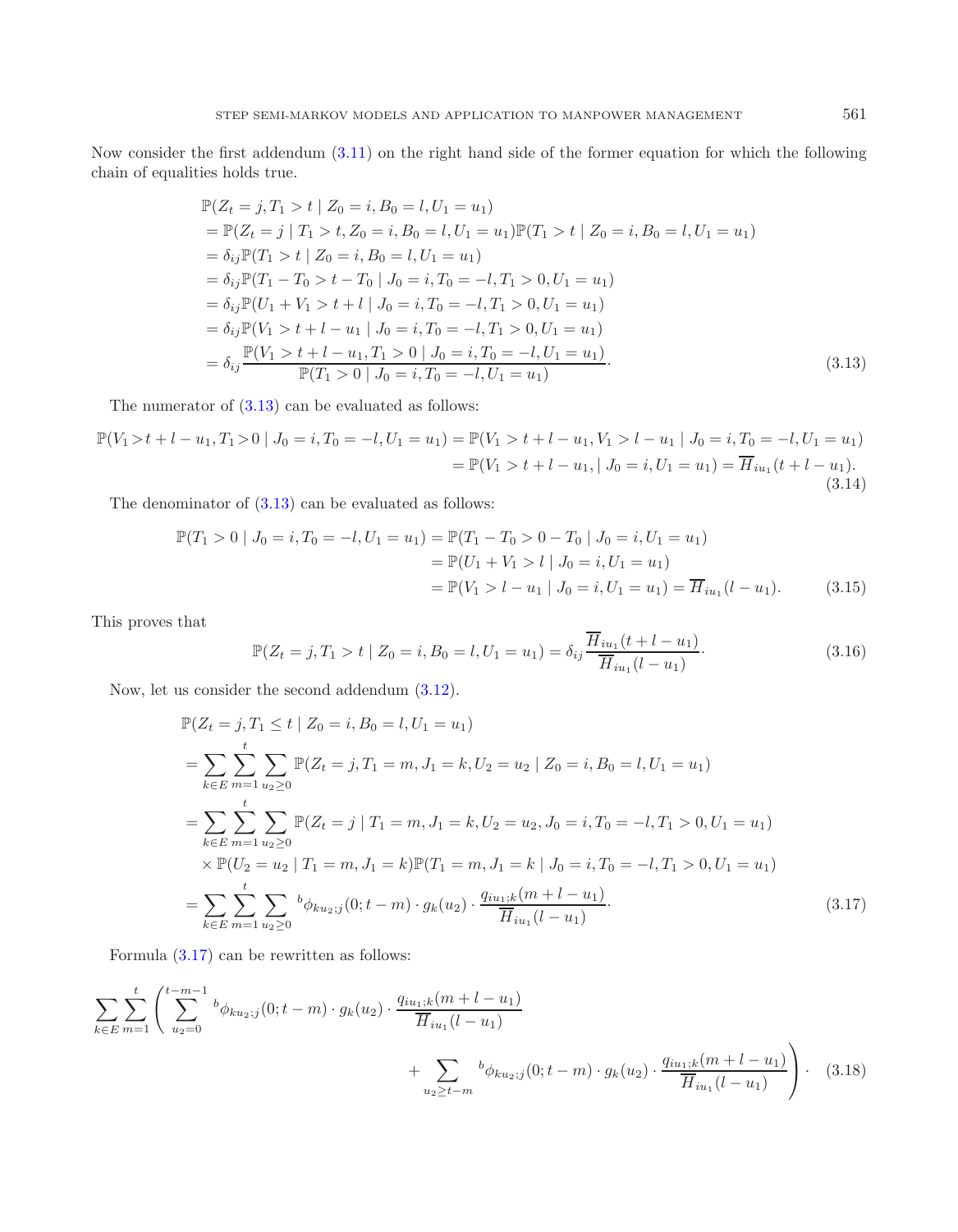Now consider the first addendum (3.11) on the right hand side of the former equation for which the following chain of equalities holds true.

$$
\begin{aligned}
&\mathbb{P}(Z_t = j, T_1 > t \mid Z_0 = i, B_0 = l, U_1 = u_1) \\
&= \mathbb{P}(Z_t = j \mid T_1 > t, Z_0 = i, B_0 = l, U_1 = u_1)\mathbb{P}(T_1 > t \mid Z_0 = i, B_0 = l, U_1 = u_1) \\
&= \delta_{ij}\mathbb{P}(T_1 > t \mid Z_0 = i, B_0 = l, U_1 = u_1) \\
&= \delta_{ij}\mathbb{P}(T_1 - T_0 > t - T_0 \mid J_0 = i, T_0 = -l, T_1 > 0, U_1 = u_1) \\
&= \delta_{ij}\mathbb{P}(U_1 + V_1 > t + l \mid J_0 = i, T_0 = -l, T_1 > 0, U_1 = u_1) \\
&= \delta_{ij}\mathbb{P}(V_1 > t + l - u_1 \mid J_0 = i, T_0 = -l, T_1 > 0, U_1 = u_1) \\
&= \delta_{ij}\frac{\mathbb{P}(V_1 > t + l - u_1, T_1 > 0 \mid J_0 = i, T_0 = -l, U_1 = u_1)}{\mathbb{P}(T_1 > 0 \mid J_0 = i, T_0 = -l, U_1 = u_1)}. 
\end{aligned} \tag{3.13}
$$

The numerator of (3.13) can be evaluated as follows:

$$
\begin{aligned}
\mathbb{P}(V_1 > t + l - u_1, T_1 > 0 \mid J_0 = i, T_0 = -l, U_1 = u_1) &= \mathbb{P}(V_1 > t + l - u_1, V_1 > l - u_1 \mid J_0 = i, T_0 = -l, U_1 = u_1) \\
&= \mathbb{P}(V_1 > t + l - u_1, \mid J_0 = i, U_1 = u_1) = \overline{H}_{iu_1}(t + l - u_1).
\end{aligned} \tag{3.14}
$$

The denominator of (3.13) can be evaluated as follows:

$$
\begin{aligned}
\mathbb{P}(T_1 > 0 \mid J_0 = i, T_0 = -l, U_1 = u_1) &= \mathbb{P}(T_1 - T_0 > 0 - T_0 \mid J_0 = i, U_1 = u_1) \\
&= \mathbb{P}(U_1 + V_1 > l \mid J_0 = i, U_1 = u_1) \\
&= \mathbb{P}(V_1 > l - u_1 \mid J_0 = i, U_1 = u_1) = \overline{H}_{iu_1}(l - u_1).
\end{aligned} \tag{3.15}
$$

This proves that

$$
\mathbb{P}(Z_t = j, T_1 > t \mid Z_0 = i, B_0 = l, U_1 = u_1) = \delta_{ij}\frac{\overline{H}_{iu_1}(t + l - u_1)}{\overline{H}_{iu_1}(l - u_1)}. \tag{3.16}
$$

Now, let us consider the second addendum (3.12).

$$
\begin{aligned}
&\mathbb{P}(Z_t = j, T_1 \le t \mid Z_0 = i, B_0 = l, U_1 = u_1) \\
&= \sum_{k\in E}\sum_{m=1}^{t}\sum_{u_2\ge 0}\mathbb{P}(Z_t = j, T_1 = m, J_1 = k, U_2 = u_2 \mid Z_0 = i, B_0 = l, U_1 = u_1) \\
&= \sum_{k\in E}\sum_{m=1}^{t}\sum_{u_2\ge 0}\mathbb{P}(Z_t = j \mid T_1 = m, J_1 = k, U_2 = u_2, J_0 = i, T_0 = -l, T_1 > 0, U_1 = u_1) \\
&\quad \times \mathbb{P}(U_2 = u_2 \mid T_1 = m, J_1 = k)\mathbb{P}(T_1 = m, J_1 = k \mid J_0 = i, T_0 = -l, T_1 > 0, U_1 = u_1) \\
&= \sum_{k\in E}\sum_{m=1}^{t}\sum_{u_2\ge 0} {}^{b}\phi_{ku_2;j}(0; t - m)\cdot g_k(u_2)\cdot \frac{q_{iu_1;k}(m + l - u_1)}{\overline{H}_{iu_1}(l - u_1)}.
\end{aligned} \tag{3.17}
$$

Formula (3.17) can be rewritten as follows:

$$
\sum_{k\in E}\sum_{m=1}^{t}\left(\sum_{u_2=0}^{t-m-1} {}^{b}\phi_{ku_2;j}(0; t - m)\cdot g_k(u_2)\cdot \frac{q_{iu_1;k}(m + l - u_1)}{\overline{H}_{iu_1}(l - u_1)} + \sum_{u_2\ge t-m} {}^{b}\phi_{ku_2;j}(0; t - m)\cdot g_k(u_2)\cdot \frac{q_{iu_1;k}(m + l - u_1)}{\overline{H}_{iu_1}(l - u_1)}\right). \tag{3.18}
$$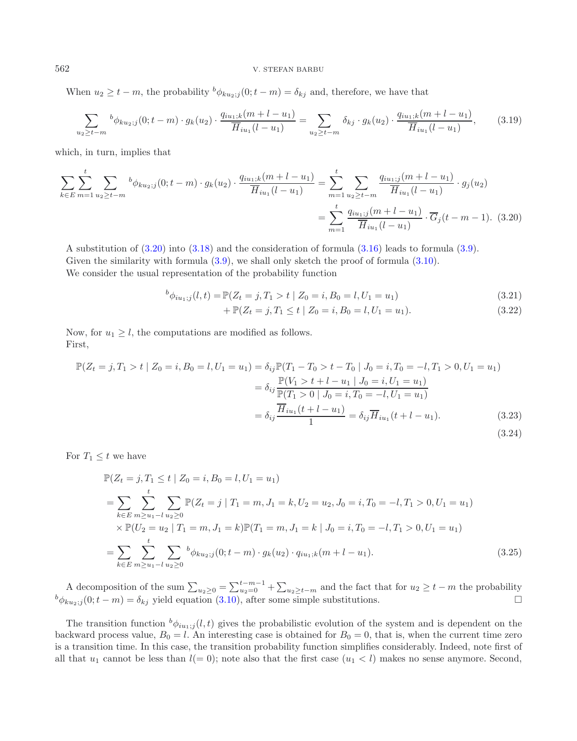When $u_2 \geq t-m$, the probability ${}^b\phi_{ku_2;j}(0;t-m) = \delta_{kj}$ and, therefore, we have that

$$\sum_{u_2 \geq t-m} {}^b\phi_{ku_2;j}(0;t-m) \cdot g_k(u_2) \cdot \frac{q_{iu_1;k}(m+l-u_1)}{\overline{H}_{iu_1}(l-u_1)} = \sum_{u_2 \geq t-m} \delta_{kj} \cdot g_k(u_2) \cdot \frac{q_{iu_1;k}(m+l-u_1)}{\overline{H}_{iu_1}(l-u_1)}, \tag{3.19}$$

which, in turn, implies that

$$\begin{aligned}
\sum_{k\in E}\sum_{m=1}^{t}\sum_{u_2 \geq t-m} {}^b\phi_{ku_2;j}(0;t-m) \cdot g_k(u_2) \cdot \frac{q_{iu_1;k}(m+l-u_1)}{\overline{H}_{iu_1}(l-u_1)} &= \sum_{m=1}^{t}\sum_{u_2 \geq t-m} \frac{q_{iu_1;j}(m+l-u_1)}{\overline{H}_{iu_1}(l-u_1)} \cdot g_j(u_2) \\
&= \sum_{m=1}^{t} \frac{q_{iu_1;j}(m+l-u_1)}{\overline{H}_{iu_1}(l-u_1)} \cdot \overline{G}_j(t-m-1). \qquad (3.20)
\end{aligned}$$

A substitution of (3.20) into (3.18) and the consideration of formula (3.16) leads to formula (3.9).

Given the similarity with formula (3.9), we shall only sketch the proof of formula (3.10).

We consider the usual representation of the probability function

$$\begin{aligned}
{}^b\phi_{iu_1;j}(l,t) =& \mathbb{P}(Z_t = j, T_1 > t \mid Z_0 = i, B_0 = l, U_1 = u_1) \qquad (3.21)\\
&+ \mathbb{P}(Z_t = j, T_1 \leq t \mid Z_0 = i, B_0 = l, U_1 = u_1). \qquad (3.22)
\end{aligned}$$

Now, for $u_1 \geq l$, the computations are modified as follows.

First,

$$\begin{aligned}
\mathbb{P}(Z_t = j, T_1 > t \mid Z_0 = i, B_0 = l, U_1 = u_1) &= \delta_{ij}\mathbb{P}(T_1 - T_0 > t - T_0 \mid J_0 = i, T_0 = -l, T_1 > 0, U_1 = u_1) \\
&= \delta_{ij}\frac{\mathbb{P}(V_1 > t + l - u_1 \mid J_0 = i, U_1 = u_1)}{\mathbb{P}(T_1 > 0 \mid J_0 = i, T_0 = -l, U_1 = u_1)} \\
&= \delta_{ij}\frac{\overline{H}_{iu_1}(t+l-u_1)}{1} = \delta_{ij}\overline{H}_{iu_1}(t+l-u_1). \qquad (3.23)
\end{aligned}$$

$$(3.24)$$

For $T_1 \leq t$ we have

$$\begin{aligned}
&\mathbb{P}(Z_t = j, T_1 \leq t \mid Z_0 = i, B_0 = l, U_1 = u_1) \\
&= \sum_{k\in E}\sum_{m \geq u_1 - l}^{t}\sum_{u_2 \geq 0} \mathbb{P}(Z_t = j \mid T_1 = m, J_1 = k, U_2 = u_2, J_0 = i, T_0 = -l, T_1 > 0, U_1 = u_1) \\
&\quad \times \mathbb{P}(U_2 = u_2 \mid T_1 = m, J_1 = k)\mathbb{P}(T_1 = m, J_1 = k \mid J_0 = i, T_0 = -l, T_1 > 0, U_1 = u_1) \\
&= \sum_{k\in E}\sum_{m \geq u_1 - l}^{t}\sum_{u_2 \geq 0} {}^b\phi_{ku_2;j}(0;t-m) \cdot g_k(u_2) \cdot q_{iu_1;k}(m+l-u_1). \qquad (3.25)
\end{aligned}$$

A decomposition of the sum $\sum_{u_2 \geq 0} = \sum_{u_2=0}^{t-m-1} + \sum_{u_2 \geq t-m}$ and the fact that for $u_2 \geq t-m$ the probability ${}^b\phi_{ku_2;j}(0;t-m) = \delta_{kj}$ yield equation (3.10), after some simple substitutions. □

The transition function ${}^b\phi_{iu_1;j}(l,t)$ gives the probabilistic evolution of the system and is dependent on the backward process value, $B_0 = l$. An interesting case is obtained for $B_0 = 0$, that is, when the current time zero is a transition time. In this case, the transition probability function simplifies considerably. Indeed, note first of all that $u_1$ cannot be less than $l(= 0)$; note also that the first case ($u_1 < l$) makes no sense anymore. Second,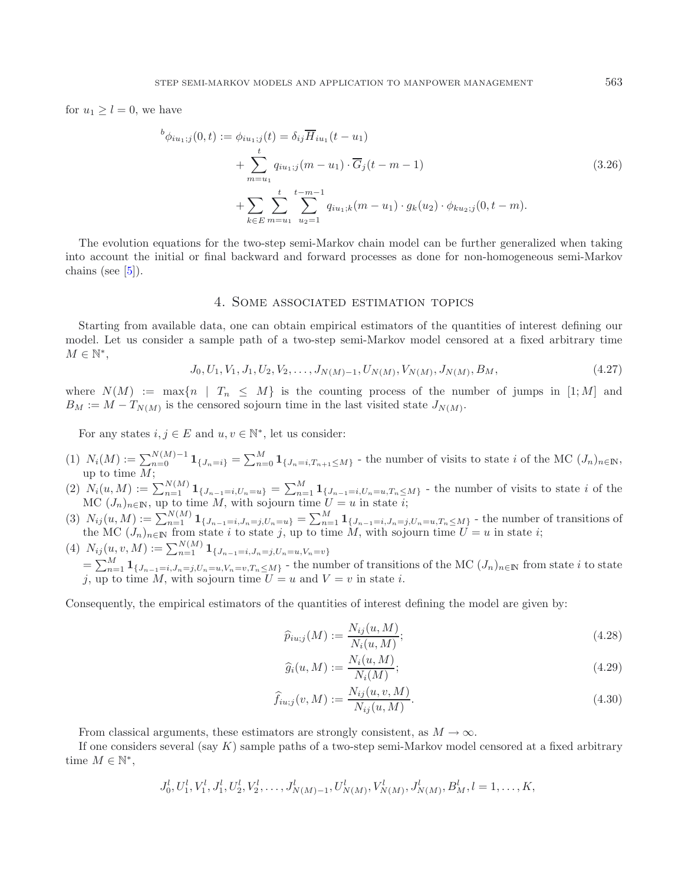for $u_1 \geq l = 0$, we have

$$
\begin{aligned}
{}^b\phi_{iu_1;j}(0,t) := \phi_{iu_1;j}(t) &= \delta_{ij}\overline{H}_{iu_1}(t-u_1) \\
&+ \sum_{m=u_1}^{t} q_{iu_1;j}(m-u_1)\cdot \overline{G}_j(t-m-1) \\
&+ \sum_{k\in E}\sum_{m=u_1}^{t}\sum_{u_2=1}^{t-m-1} q_{iu_1;k}(m-u_1)\cdot g_k(u_2)\cdot \phi_{ku_2;j}(0,t-m).
\end{aligned}
\tag{3.26}
$$

The evolution equations for the two-step semi-Markov chain model can be further generalized when taking into account the initial or final backward and forward processes as done for non-homogeneous semi-Markov chains (see [5]).

## 4. Some associated estimation topics

Starting from available data, one can obtain empirical estimators of the quantities of interest defining our model. Let us consider a sample path of a two-step semi-Markov model censored at a fixed arbitrary time $M \in \mathbb{N}^*$,

$$
J_0, U_1, V_1, J_1, U_2, V_2, \ldots, J_{N(M)-1}, U_{N(M)}, V_{N(M)}, J_{N(M)}, B_M, \tag{4.27}
$$

where $N(M) := \max\{n \mid T_n \leq M\}$ is the counting process of the number of jumps in $[1;M]$ and $B_M := M - T_{N(M)}$ is the censored sojourn time in the last visited state $J_{N(M)}$.

For any states $i, j \in E$ and $u, v \in \mathbb{N}^*$, let us consider:

1. $N_i(M) := \sum_{n=0}^{N(M)-1} \mathbf{1}_{\{J_n=i\}} = \sum_{n=0}^{M} \mathbf{1}_{\{J_n=i, T_{n+1}\leq M\}}$ - the number of visits to state $i$ of the MC $(J_n)_{n\in\mathbb{N}}$, up to time $M$;
2. $N_i(u,M) := \sum_{n=1}^{N(M)} \mathbf{1}_{\{J_{n-1}=i, U_n=u\}} = \sum_{n=1}^{M} \mathbf{1}_{\{J_{n-1}=i, U_n=u, T_n\leq M\}}$ - the number of visits to state $i$ of the MC $(J_n)_{n\in\mathbb{N}}$, up to time $M$, with sojourn time $U = u$ in state $i$;
3. $N_{ij}(u,M) := \sum_{n=1}^{N(M)} \mathbf{1}_{\{J_{n-1}=i, J_n=j, U_n=u\}} = \sum_{n=1}^{M} \mathbf{1}_{\{J_{n-1}=i, J_n=j, U_n=u, T_n\leq M\}}$ - the number of transitions of the MC $(J_n)_{n\in\mathbb{N}}$ from state $i$ to state $j$, up to time $M$, with sojourn time $U = u$ in state $i$;
4. $N_{ij}(u,v,M) := \sum_{n=1}^{N(M)} \mathbf{1}_{\{J_{n-1}=i, J_n=j, U_n=u, V_n=v\}}$
$= \sum_{n=1}^{M} \mathbf{1}_{\{J_{n-1}=i, J_n=j, U_n=u, V_n=v, T_n\leq M\}}$ - the number of transitions of the MC $(J_n)_{n\in\mathbb{N}}$ from state $i$ to state $j$, up to time $M$, with sojourn time $U = u$ and $V = v$ in state $i$.

Consequently, the empirical estimators of the quantities of interest defining the model are given by:

$$
\widehat{p}_{iu;j}(M) := \frac{N_{ij}(u,M)}{N_i(u,M)}; \tag{4.28}
$$

$$
\widehat{g}_i(u,M) := \frac{N_i(u,M)}{N_i(M)}; \tag{4.29}
$$

$$
\widehat{f}_{iu;j}(v,M) := \frac{N_{ij}(u,v,M)}{N_{ij}(u,M)}. \tag{4.30}
$$

From classical arguments, these estimators are strongly consistent, as $M \to \infty$.

If one considers several (say $K$) sample paths of a two-step semi-Markov model censored at a fixed arbitrary time $M \in \mathbb{N}^*$,

$$
J_0^l, U_1^l, V_1^l, J_1^l, U_2^l, V_2^l, \ldots, J_{N(M)-1}^l, U_{N(M)}^l, V_{N(M)}^l, J_{N(M)}^l, B_M^l, l = 1, \ldots, K,
$$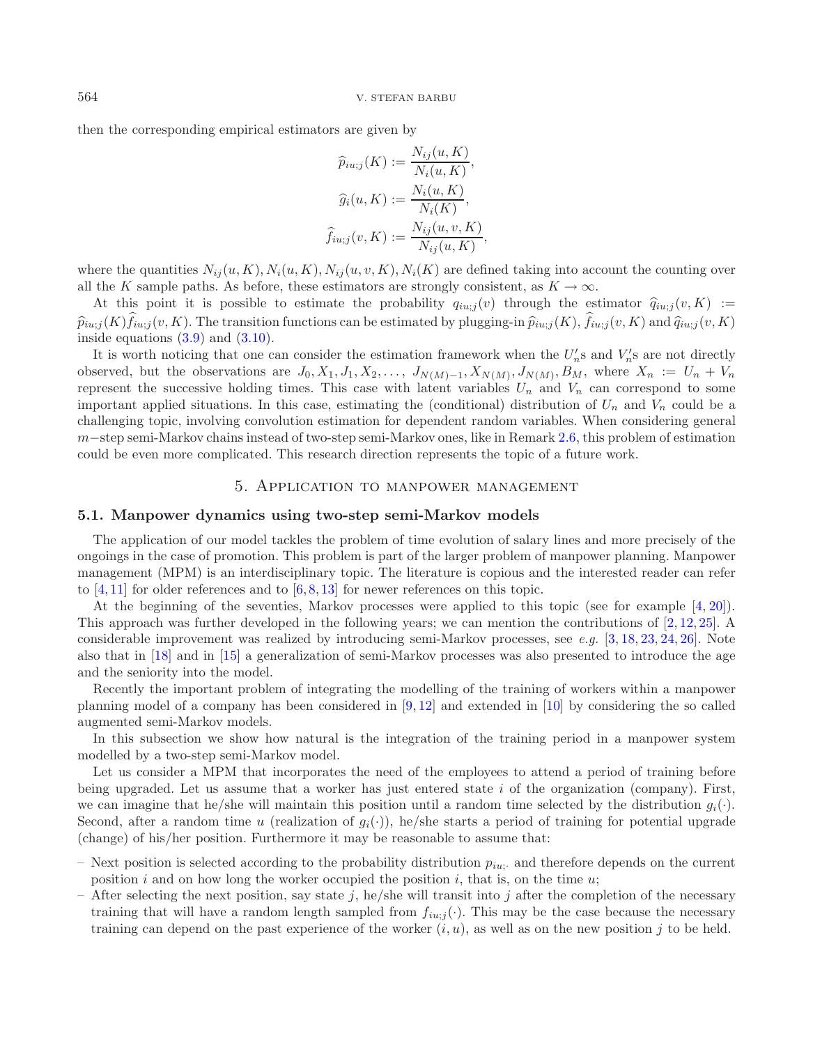then the corresponding empirical estimators are given by

$$\widehat{p}_{iu;j}(K) := \frac{N_{ij}(u,K)}{N_i(u,K)},$$

$$\widehat{g}_i(u,K) := \frac{N_i(u,K)}{N_i(K)},$$

$$\widehat{f}_{iu;j}(v,K) := \frac{N_{ij}(u,v,K)}{N_{ij}(u,K)},$$

where the quantities $N_{ij}(u,K), N_i(u,K), N_{ij}(u,v,K), N_i(K)$ are defined taking into account the counting over all the $K$ sample paths. As before, these estimators are strongly consistent, as $K \to \infty$.

At this point it is possible to estimate the probability $q_{iu;j}(v)$ through the estimator $\widehat{q}_{iu;j}(v,K) := \widehat{p}_{iu;j}(K)\widehat{f}_{iu;j}(v,K)$. The transition functions can be estimated by plugging-in $\widehat{p}_{iu;j}(K)$, $\widehat{f}_{iu;j}(v,K)$ and $\widehat{q}_{iu;j}(v,K)$ inside equations (3.9) and (3.10).

It is worth noticing that one can consider the estimation framework when the $U_n'$s and $V_n'$s are not directly observed, but the observations are $J_0, X_1, J_1, X_2, \ldots, J_{N(M)-1}, X_{N(M)}, J_{N(M)}, B_M$, where $X_n := U_n + V_n$ represent the successive holding times. This case with latent variables $U_n$ and $V_n$ can correspond to some important applied situations. In this case, estimating the (conditional) distribution of $U_n$ and $V_n$ could be a challenging topic, involving convolution estimation for dependent random variables. When considering general $m-$step semi-Markov chains instead of two-step semi-Markov ones, like in Remark 2.6, this problem of estimation could be even more complicated. This research direction represents the topic of a future work.

## 5. Application to manpower management

### 5.1. Manpower dynamics using two-step semi-Markov models

The application of our model tackles the problem of time evolution of salary lines and more precisely of the ongoings in the case of promotion. This problem is part of the larger problem of manpower planning. Manpower management (MPM) is an interdisciplinary topic. The literature is copious and the interested reader can refer to [4,11] for older references and to [6,8,13] for newer references on this topic.

At the beginning of the seventies, Markov processes were applied to this topic (see for example [4,20]). This approach was further developed in the following years; we can mention the contributions of [2,12,25]. A considerable improvement was realized by introducing semi-Markov processes, see *e.g.* [3,18,23,24,26]. Note also that in [18] and in [15] a generalization of semi-Markov processes was also presented to introduce the age and the seniority into the model.

Recently the important problem of integrating the modelling of the training of workers within a manpower planning model of a company has been considered in [9,12] and extended in [10] by considering the so called augmented semi-Markov models.

In this subsection we show how natural is the integration of the training period in a manpower system modelled by a two-step semi-Markov model.

Let us consider a MPM that incorporates the need of the employees to attend a period of training before being upgraded. Let us assume that a worker has just entered state $i$ of the organization (company). First, we can imagine that he/she will maintain this position until a random time selected by the distribution $g_i(\cdot)$. Second, after a random time $u$ (realization of $g_i(\cdot)$), he/she starts a period of training for potential upgrade (change) of his/her position. Furthermore it may be reasonable to assume that:

- Next position is selected according to the probability distribution $p_{iu;\cdot}$ and therefore depends on the current position $i$ and on how long the worker occupied the position $i$, that is, on the time $u$;
- After selecting the next position, say state $j$, he/she will transit into $j$ after the completion of the necessary training that will have a random length sampled from $f_{iu;j}(\cdot)$. This may be the case because the necessary training can depend on the past experience of the worker $(i,u)$, as well as on the new position $j$ to be held.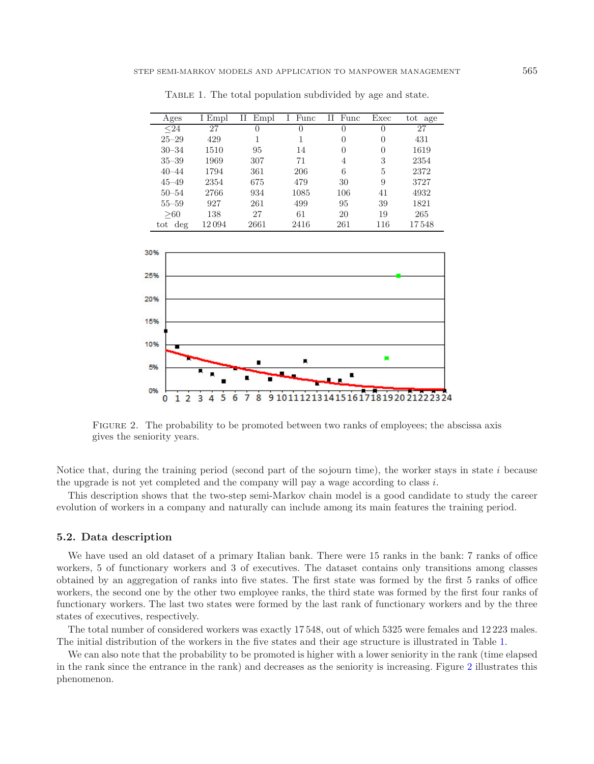TABLE 1. The total population subdivided by age and state.

| Ages | I Empl | II Empl | I Func | II Func | Exec | tot age |
|---|---|---|---|---|---|---|
| ≤24 | 27 | 0 | 0 | 0 | 0 | 27 |
| 25–29 | 429 | 1 | 1 | 0 | 0 | 431 |
| 30–34 | 1510 | 95 | 14 | 0 | 0 | 1619 |
| 35–39 | 1969 | 307 | 71 | 4 | 3 | 2354 |
| 40–44 | 1794 | 361 | 206 | 6 | 5 | 2372 |
| 45–49 | 2354 | 675 | 479 | 30 | 9 | 3727 |
| 50–54 | 2766 | 934 | 1085 | 106 | 41 | 4932 |
| 55–59 | 927 | 261 | 499 | 95 | 39 | 1821 |
| ≥60 | 138 | 27 | 61 | 20 | 19 | 265 |
| tot deg | 12 094 | 2661 | 2416 | 261 | 116 | 17 548 |

FIGURE 2. The probability to be promoted between two ranks of employees; the abscissa axis gives the seniority years.

Notice that, during the training period (second part of the sojourn time), the worker stays in state $i$ because the upgrade is not yet completed and the company will pay a wage according to class $i$.

This description shows that the two-step semi-Markov chain model is a good candidate to study the career evolution of workers in a company and naturally can include among its main features the training period.

### 5.2. Data description

We have used an old dataset of a primary Italian bank. There were 15 ranks in the bank: 7 ranks of office workers, 5 of functionary workers and 3 of executives. The dataset contains only transitions among classes obtained by an aggregation of ranks into five states. The first state was formed by the first 5 ranks of office workers, the second one by the other two employee ranks, the third state was formed by the first four ranks of functionary workers. The last two states were formed by the last rank of functionary workers and by the three states of executives, respectively.

The total number of considered workers was exactly 17 548, out of which 5325 were females and 12 223 males. The initial distribution of the workers in the five states and their age structure is illustrated in Table 1.

We can also note that the probability to be promoted is higher with a lower seniority in the rank (time elapsed in the rank since the entrance in the rank) and decreases as the seniority is increasing. Figure 2 illustrates this phenomenon.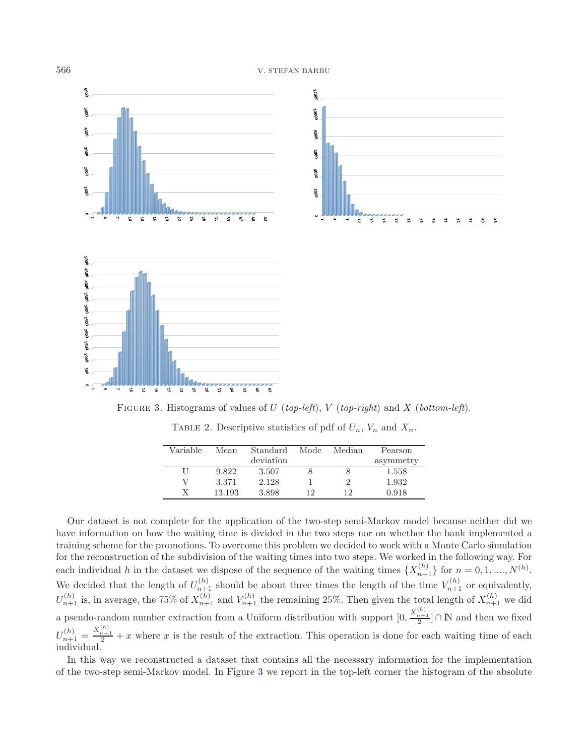FIGURE 3. Histograms of values of $U$ (*top-left*), $V$ (*top-right*) and $X$ (*bottom-left*).

TABLE 2. Descriptive statistics of pdf of $U_n$, $V_n$ and $X_n$.

| Variable | Mean | Standard deviation | Mode | Median | Pearson asymmetry |
|---|---|---|---|---|---|
| U | 9.822 | 3.507 | 8 | 8 | 1.558 |
| V | 3.371 | 2.128 | 1 | 2 | 1.932 |
| X | 13.193 | 3.898 | 12 | 12 | 0.918 |

Our dataset is not complete for the application of the two-step semi-Markov model because neither did we have information on how the waiting time is divided in the two steps nor on whether the bank implemented a training scheme for the promotions. To overcome this problem we decided to work with a Monte Carlo simulation for the reconstruction of the subdivision of the waiting times into two steps. We worked in the following way. For each individual $h$ in the dataset we dispose of the sequence of the waiting times $\{X_{n+1}^{(h)}\}$ for $n = 0, 1, ...., N^{(h)}$. We decided that the length of $U_{n+1}^{(h)}$ should be about three times the length of the time $V_{n+1}^{(h)}$ or equivalently, $U_{n+1}^{(h)}$ is, in average, the 75% of $X_{n+1}^{(h)}$ and $V_{n+1}^{(h)}$ the remaining 25%. Then given the total length of $X_{n+1}^{(h)}$ we did a pseudo-random number extraction from a Uniform distribution with support $[0, \frac{X_{n+1}^{(h)}}{2}] \cap \mathbb{N}$ and then we fixed $U_{n+1}^{(h)} = \frac{X_{n+1}^{(h)}}{2} + x$ where $x$ is the result of the extraction. This operation is done for each waiting time of each individual.

In this way we reconstructed a dataset that contains all the necessary information for the implementation of the two-step semi-Markov model. In Figure 3 we report in the top-left corner the histogram of the absolute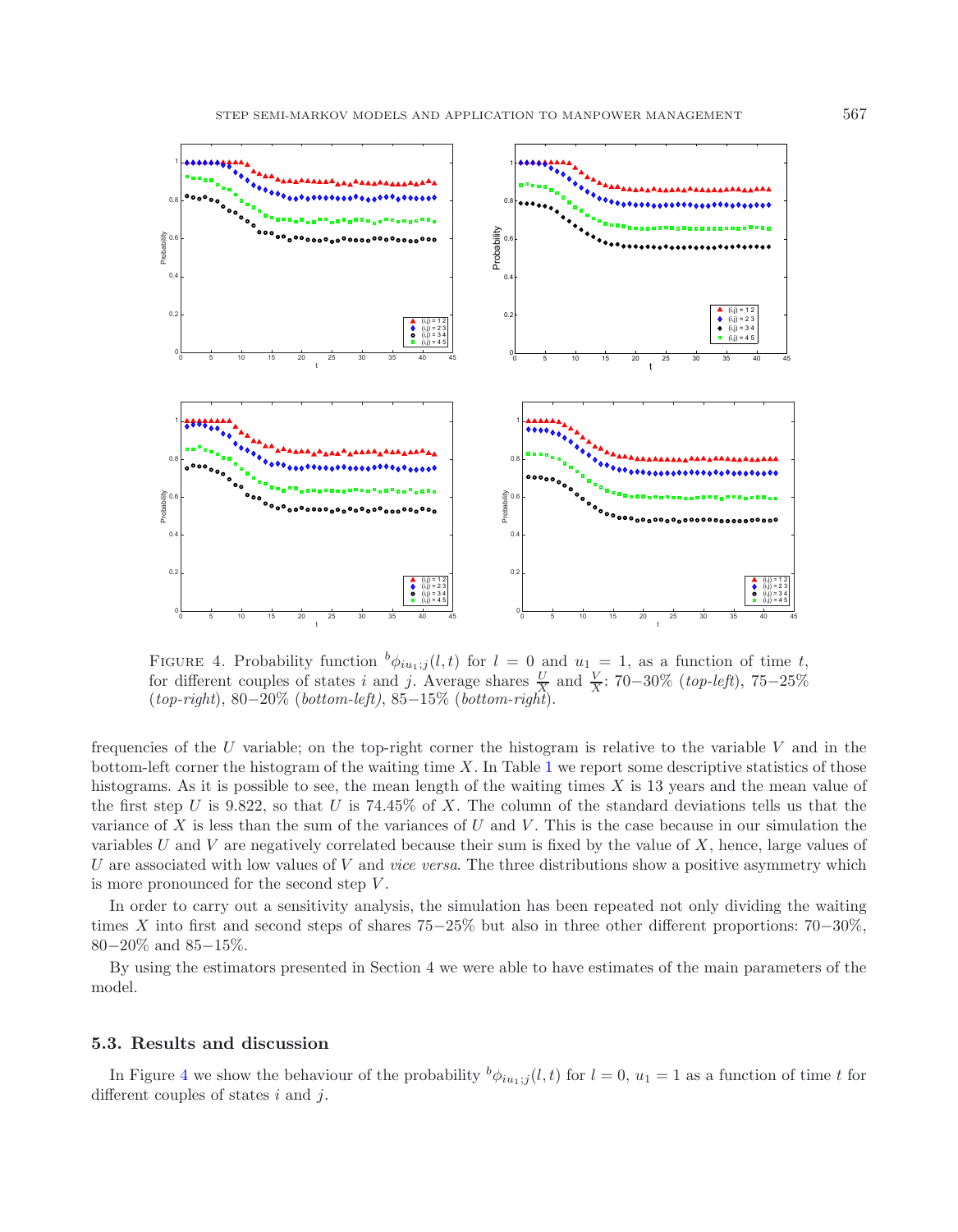FIGURE 4. Probability function ${}^{b}\phi_{iu_1;j}(l,t)$ for $l = 0$ and $u_1 = 1$, as a function of time $t$, for different couples of states $i$ and $j$. Average shares $\frac{U}{X}$ and $\frac{V}{X}$: 70−30% (*top-left*), 75−25% (*top-right*), 80−20% (*bottom-left*), 85−15% (*bottom-right*).

frequencies of the $U$ variable; on the top-right corner the histogram is relative to the variable $V$ and in the bottom-left corner the histogram of the waiting time $X$. In Table 1 we report some descriptive statistics of those histograms. As it is possible to see, the mean length of the waiting times $X$ is 13 years and the mean value of the first step $U$ is 9.822, so that $U$ is 74.45% of $X$. The column of the standard deviations tells us that the variance of $X$ is less than the sum of the variances of $U$ and $V$. This is the case because in our simulation the variables $U$ and $V$ are negatively correlated because their sum is fixed by the value of $X$, hence, large values of $U$ are associated with low values of $V$ and *vice versa*. The three distributions show a positive asymmetry which is more pronounced for the second step $V$.

In order to carry out a sensitivity analysis, the simulation has been repeated not only dividing the waiting times $X$ into first and second steps of shares 75−25% but also in three other different proportions: 70−30%, 80−20% and 85−15%.

By using the estimators presented in Section 4 we were able to have estimates of the main parameters of the model.

### 5.3. Results and discussion

In Figure 4 we show the behaviour of the probability ${}^{b}\phi_{iu_1;j}(l,t)$ for $l = 0$, $u_1 = 1$ as a function of time $t$ for different couples of states $i$ and $j$.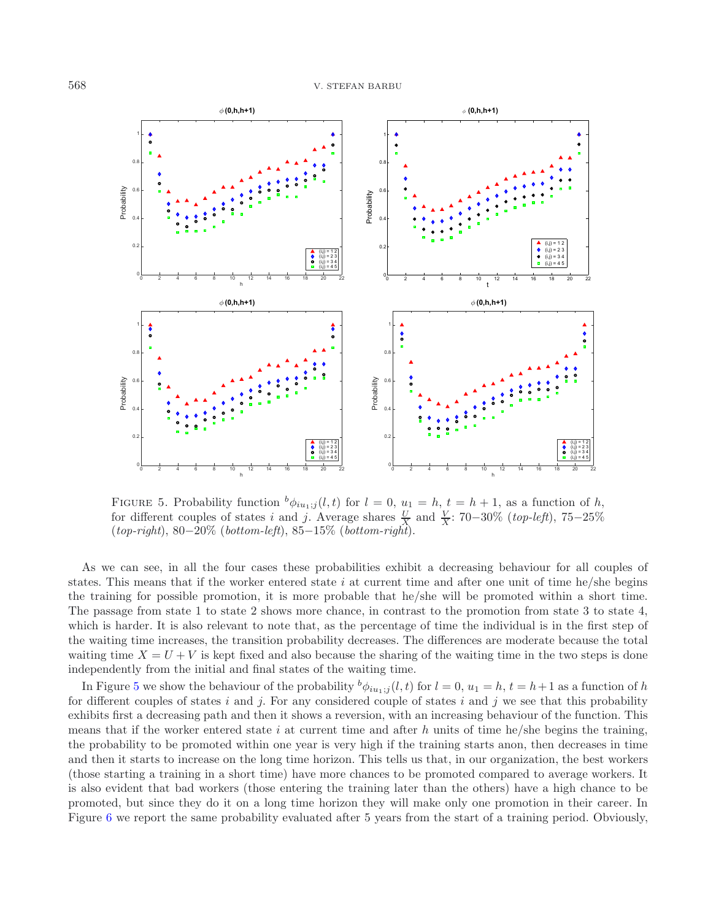FIGURE 5. Probability function ${}^{b}\phi_{iu_1;j}(l,t)$ for $l = 0$, $u_1 = h$, $t = h + 1$, as a function of $h$, for different couples of states $i$ and $j$. Average shares $\frac{U}{X}$ and $\frac{V}{X}$: 70−30% (*top-left*), 75−25% (*top-right*), 80−20% (*bottom-left*), 85−15% (*bottom-right*).

As we can see, in all the four cases these probabilities exhibit a decreasing behaviour for all couples of states. This means that if the worker entered state $i$ at current time and after one unit of time he/she begins the training for possible promotion, it is more probable that he/she will be promoted within a short time. The passage from state 1 to state 2 shows more chance, in contrast to the promotion from state 3 to state 4, which is harder. It is also relevant to note that, as the percentage of time the individual is in the first step of the waiting time increases, the transition probability decreases. The differences are moderate because the total waiting time $X = U + V$ is kept fixed and also because the sharing of the waiting time in the two steps is done independently from the initial and final states of the waiting time.

In Figure 5 we show the behaviour of the probability ${}^{b}\phi_{iu_1;j}(l,t)$ for $l = 0$, $u_1 = h$, $t = h+1$ as a function of $h$ for different couples of states $i$ and $j$. For any considered couple of states $i$ and $j$ we see that this probability exhibits first a decreasing path and then it shows a reversion, with an increasing behaviour of the function. This means that if the worker entered state $i$ at current time and after $h$ units of time he/she begins the training, the probability to be promoted within one year is very high if the training starts anon, then decreases in time and then it starts to increase on the long time horizon. This tells us that, in our organization, the best workers (those starting a training in a short time) have more chances to be promoted compared to average workers. It is also evident that bad workers (those entering the training later than the others) have a high chance to be promoted, but since they do it on a long time horizon they will make only one promotion in their career. In Figure 6 we report the same probability evaluated after 5 years from the start of a training period. Obviously,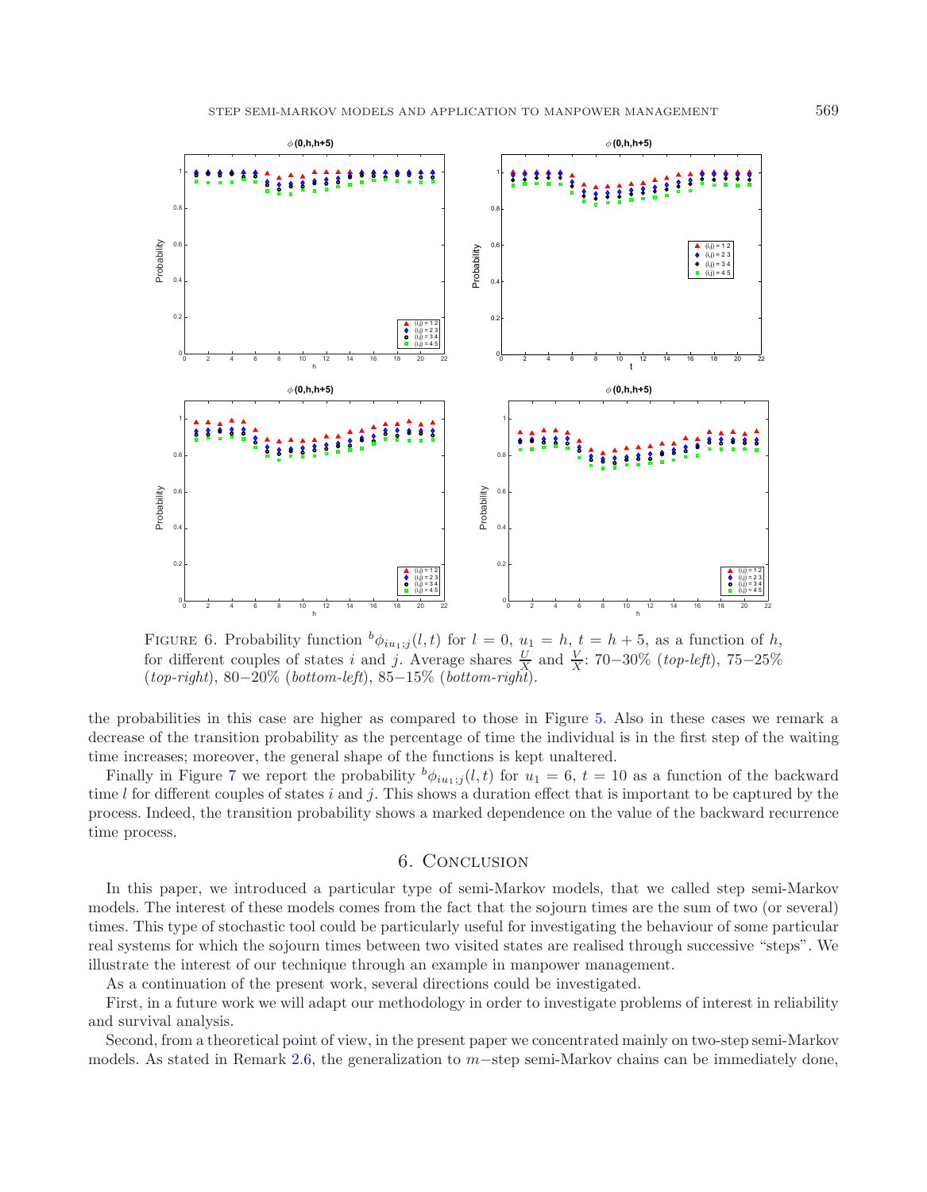Figure 6. Probability function ${}^{b}\phi_{iu_1;j}(l,t)$ for $l = 0$, $u_1 = h$, $t = h + 5$, as a function of $h$, for different couples of states $i$ and $j$. Average shares $\frac{U}{X}$ and $\frac{V}{X}$: 70−30% (*top-left*), 75−25% (*top-right*), 80−20% (*bottom-left*), 85−15% (*bottom-right*).

the probabilities in this case are higher as compared to those in Figure 5. Also in these cases we remark a decrease of the transition probability as the percentage of time the individual is in the first step of the waiting time increases; moreover, the general shape of the functions is kept unaltered.

Finally in Figure 7 we report the probability ${}^{b}\phi_{iu_1;j}(l,t)$ for $u_1 = 6$, $t = 10$ as a function of the backward time $l$ for different couples of states $i$ and $j$. This shows a duration effect that is important to be captured by the process. Indeed, the transition probability shows a marked dependence on the value of the backward recurrence time process.

## 6. Conclusion

In this paper, we introduced a particular type of semi-Markov models, that we called step semi-Markov models. The interest of these models comes from the fact that the sojourn times are the sum of two (or several) times. This type of stochastic tool could be particularly useful for investigating the behaviour of some particular real systems for which the sojourn times between two visited states are realised through successive "steps". We illustrate the interest of our technique through an example in manpower management.

As a continuation of the present work, several directions could be investigated.

First, in a future work we will adapt our methodology in order to investigate problems of interest in reliability and survival analysis.

Second, from a theoretical point of view, in the present paper we concentrated mainly on two-step semi-Markov models. As stated in Remark 2.6, the generalization to $m-$step semi-Markov chains can be immediately done,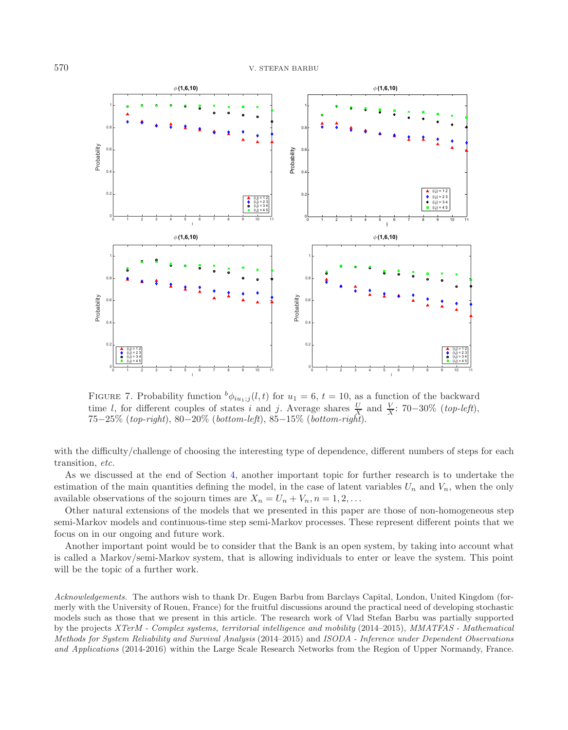FIGURE 7. Probability function ${}^b\phi_{iu_1;j}(l,t)$ for $u_1 = 6$, $t = 10$, as a function of the backward time $l$, for different couples of states $i$ and $j$. Average shares $\frac{U}{X}$ and $\frac{V}{X}$: 70−30% (*top-left*), 75−25% (*top-right*), 80−20% (*bottom-left*), 85−15% (*bottom-right*).

with the difficulty/challenge of choosing the interesting type of dependence, different numbers of steps for each transition, *etc*.

As we discussed at the end of Section 4, another important topic for further research is to undertake the estimation of the main quantities defining the model, in the case of latent variables $U_n$ and $V_n$, when the only available observations of the sojourn times are $X_n = U_n + V_n, n = 1, 2, \ldots$

Other natural extensions of the models that we presented in this paper are those of non-homogeneous step semi-Markov models and continuous-time step semi-Markov processes. These represent different points that we focus on in our ongoing and future work.

Another important point would be to consider that the Bank is an open system, by taking into account what is called a Markov/semi-Markov system, that is allowing individuals to enter or leave the system. This point will be the topic of a further work.

*Acknowledgements.* The authors wish to thank Dr. Eugen Barbu from Barclays Capital, London, United Kingdom (formerly with the University of Rouen, France) for the fruitful discussions around the practical need of developing stochastic models such as those that we present in this article. The research work of Vlad Stefan Barbu was partially supported by the projects *XTerM - Complex systems, territorial intelligence and mobility* (2014–2015), *MMATFAS - Mathematical Methods for System Reliability and Survival Analysis* (2014–2015) and *ISODA - Inference under Dependent Observations and Applications* (2014-2016) within the Large Scale Research Networks from the Region of Upper Normandy, France.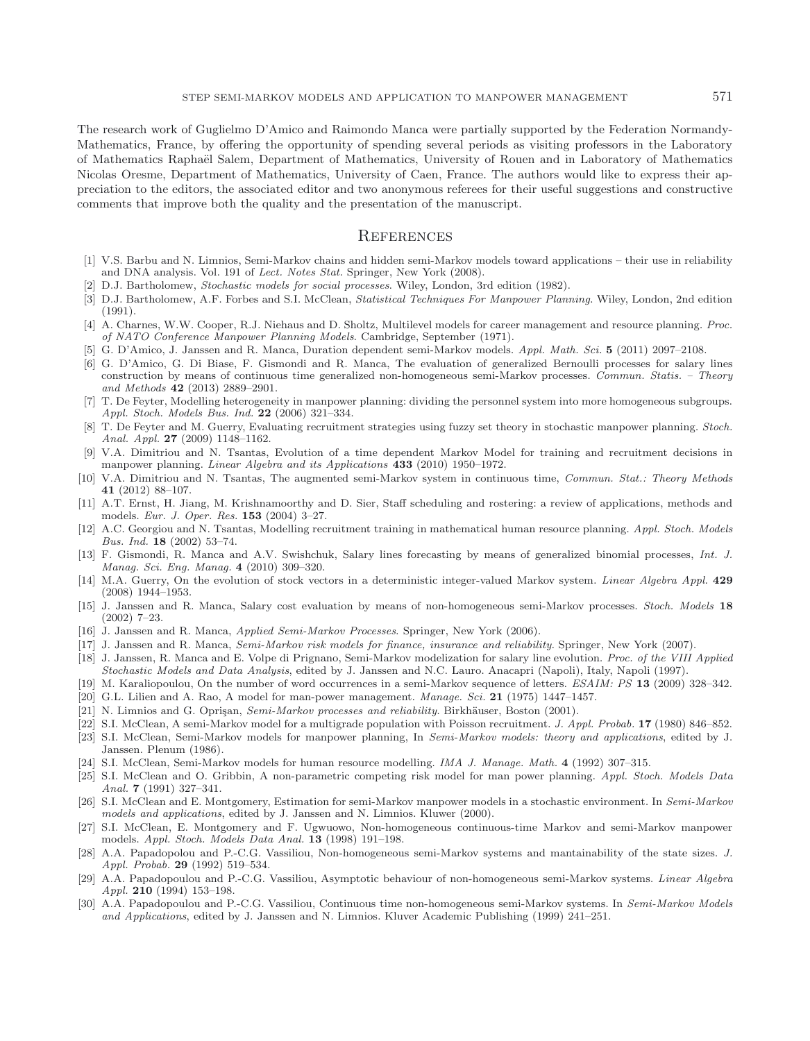The research work of Guglielmo D'Amico and Raimondo Manca were partially supported by the Federation Normandy-Mathematics, France, by offering the opportunity of spending several periods as visiting professors in the Laboratory of Mathematics Raphaël Salem, Department of Mathematics, University of Rouen and in Laboratory of Mathematics Nicolas Oresme, Department of Mathematics, University of Caen, France. The authors would like to express their appreciation to the editors, the associated editor and two anonymous referees for their useful suggestions and constructive comments that improve both the quality and the presentation of the manuscript.

## References

[1] V.S. Barbu and N. Limnios, Semi-Markov chains and hidden semi-Markov models toward applications – their use in reliability and DNA analysis. Vol. 191 of *Lect. Notes Stat.* Springer, New York (2008).

[2] D.J. Bartholomew, *Stochastic models for social processes*. Wiley, London, 3rd edition (1982).

[3] D.J. Bartholomew, A.F. Forbes and S.I. McClean, *Statistical Techniques For Manpower Planning*. Wiley, London, 2nd edition (1991).

[4] A. Charnes, W.W. Cooper, R.J. Niehaus and D. Sholtz, Multilevel models for career management and resource planning. *Proc. of NATO Conference Manpower Planning Models*. Cambridge, September (1971).

[5] G. D'Amico, J. Janssen and R. Manca, Duration dependent semi-Markov models. *Appl. Math. Sci.* **5** (2011) 2097–2108.

[6] G. D'Amico, G. Di Biase, F. Gismondi and R. Manca, The evaluation of generalized Bernoulli processes for salary lines construction by means of continuous time generalized non-homogeneous semi-Markov processes. *Commun. Statis. – Theory and Methods* **42** (2013) 2889–2901.

[7] T. De Feyter, Modelling heterogeneity in manpower planning: dividing the personnel system into more homogeneous subgroups. *Appl. Stoch. Models Bus. Ind.* **22** (2006) 321–334.

[8] T. De Feyter and M. Guerry, Evaluating recruitment strategies using fuzzy set theory in stochastic manpower planning. *Stoch. Anal. Appl.* **27** (2009) 1148–1162.

[9] V.A. Dimitriou and N. Tsantas, Evolution of a time dependent Markov Model for training and recruitment decisions in manpower planning. *Linear Algebra and its Applications* **433** (2010) 1950–1972.

[10] V.A. Dimitriou and N. Tsantas, The augmented semi-Markov system in continuous time, *Commun. Stat.: Theory Methods* **41** (2012) 88–107.

[11] A.T. Ernst, H. Jiang, M. Krishnamoorthy and D. Sier, Staff scheduling and rostering: a review of applications, methods and models. *Eur. J. Oper. Res.* **153** (2004) 3–27.

[12] A.C. Georgiou and N. Tsantas, Modelling recruitment training in mathematical human resource planning. *Appl. Stoch. Models Bus. Ind.* **18** (2002) 53–74.

[13] F. Gismondi, R. Manca and A.V. Swishchuk, Salary lines forecasting by means of generalized binomial processes, *Int. J. Manag. Sci. Eng. Manag.* **4** (2010) 309–320.

[14] M.A. Guerry, On the evolution of stock vectors in a deterministic integer-valued Markov system. *Linear Algebra Appl.* **429** (2008) 1944–1953.

[15] J. Janssen and R. Manca, Salary cost evaluation by means of non-homogeneous semi-Markov processes. *Stoch. Models* **18** (2002) 7–23.

[16] J. Janssen and R. Manca, *Applied Semi-Markov Processes*. Springer, New York (2006).

[17] J. Janssen and R. Manca, *Semi-Markov risk models for finance, insurance and reliability*. Springer, New York (2007).

[18] J. Janssen, R. Manca and E. Volpe di Prignano, Semi-Markov modelization for salary line evolution. *Proc. of the VIII Applied Stochastic Models and Data Analysis*, edited by J. Janssen and N.C. Lauro. Anacapri (Napoli), Italy, Napoli (1997).

[19] M. Karaliopoulou, On the number of word occurrences in a semi-Markov sequence of letters. *ESAIM: PS* **13** (2009) 328–342.

[20] G.L. Lilien and A. Rao, A model for man-power management. *Manage. Sci.* **21** (1975) 1447–1457.

[21] N. Limnios and G. Oprişan, *Semi-Markov processes and reliability*. Birkhäuser, Boston (2001).

[22] S.I. McClean, A semi-Markov model for a multigrade population with Poisson recruitment. *J. Appl. Probab.* **17** (1980) 846–852.

[23] S.I. McClean, Semi-Markov models for manpower planning, In *Semi-Markov models: theory and applications*, edited by J. Janssen. Plenum (1986).

[24] S.I. McClean, Semi-Markov models for human resource modelling. *IMA J. Manage. Math.* **4** (1992) 307–315.

[25] S.I. McClean and O. Gribbin, A non-parametric competing risk model for man power planning. *Appl. Stoch. Models Data Anal.* **7** (1991) 327–341.

[26] S.I. McClean and E. Montgomery, Estimation for semi-Markov manpower models in a stochastic environment. In *Semi-Markov models and applications*, edited by J. Janssen and N. Limnios. Kluwer (2000).

[27] S.I. McClean, E. Montgomery and F. Ugwuowo, Non-homogeneous continuous-time Markov and semi-Markov manpower models. *Appl. Stoch. Models Data Anal.* **13** (1998) 191–198.

[28] A.A. Papadopolou and P.-C.G. Vassiliou, Non-homogeneous semi-Markov systems and mantainability of the state sizes. *J. Appl. Probab.* **29** (1992) 519–534.

[29] A.A. Papadopoulou and P.-C.G. Vassiliou, Asymptotic behaviour of non-homogeneous semi-Markov systems. *Linear Algebra Appl.* **210** (1994) 153–198.

[30] A.A. Papadopoulou and P.-C.G. Vassiliou, Continuous time non-homogeneous semi-Markov systems. In *Semi-Markov Models and Applications*, edited by J. Janssen and N. Limnios. Kluver Academic Publishing (1999) 241–251.